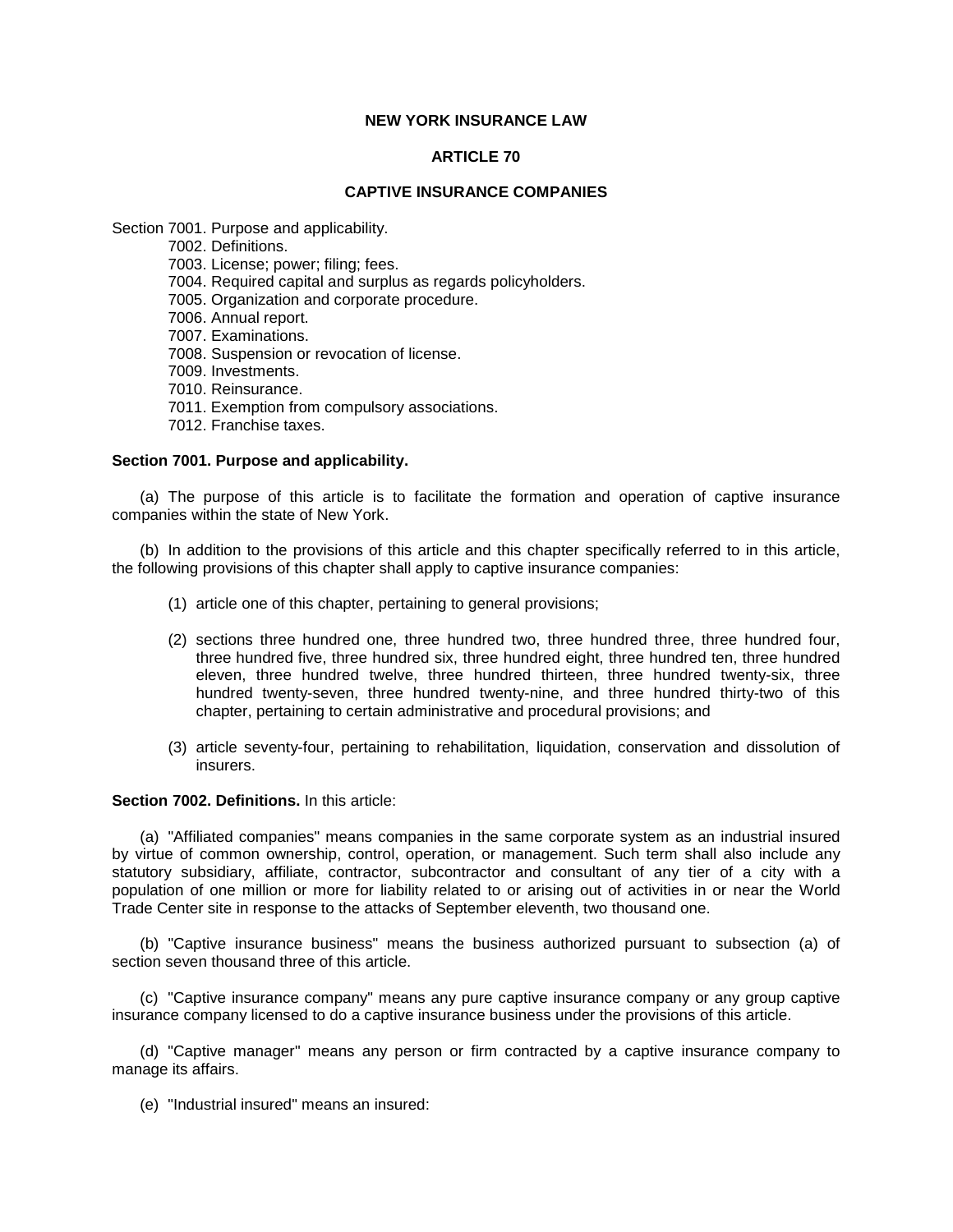# NEW YORK INSURANCE LAW

## ARTICLE 70

## CAPTIVE INSURANCE COMPANIES

Section 7001. Purpose and applicability.
- 7002. Definitions.
- 7003. License; power; filing; fees.
- 7004. Required capital and surplus as regards policyholders.
- 7005. Organization and corporate procedure.
- 7006. Annual report.
- 7007. Examinations.
- 7008. Suspension or revocation of license.
- 7009. Investments.
- 7010. Reinsurance.
- 7011. Exemption from compulsory associations.
- 7012. Franchise taxes.

**Section 7001. Purpose and applicability.**

(a) The purpose of this article is to facilitate the formation and operation of captive insurance companies within the state of New York.

(b) In addition to the provisions of this article and this chapter specifically referred to in this article, the following provisions of this chapter shall apply to captive insurance companies:

(1) article one of this chapter, pertaining to general provisions;

(2) sections three hundred one, three hundred two, three hundred three, three hundred four, three hundred five, three hundred six, three hundred eight, three hundred ten, three hundred eleven, three hundred twelve, three hundred thirteen, three hundred twenty-six, three hundred twenty-seven, three hundred twenty-nine, and three hundred thirty-two of this chapter, pertaining to certain administrative and procedural provisions; and

(3) article seventy-four, pertaining to rehabilitation, liquidation, conservation and dissolution of insurers.

**Section 7002. Definitions.** In this article:

(a) "Affiliated companies" means companies in the same corporate system as an industrial insured by virtue of common ownership, control, operation, or management. Such term shall also include any statutory subsidiary, affiliate, contractor, subcontractor and consultant of any tier of a city with a population of one million or more for liability related to or arising out of activities in or near the World Trade Center site in response to the attacks of September eleventh, two thousand one.

(b) "Captive insurance business" means the business authorized pursuant to subsection (a) of section seven thousand three of this article.

(c) "Captive insurance company" means any pure captive insurance company or any group captive insurance company licensed to do a captive insurance business under the provisions of this article.

(d) "Captive manager" means any person or firm contracted by a captive insurance company to manage its affairs.

(e) "Industrial insured" means an insured: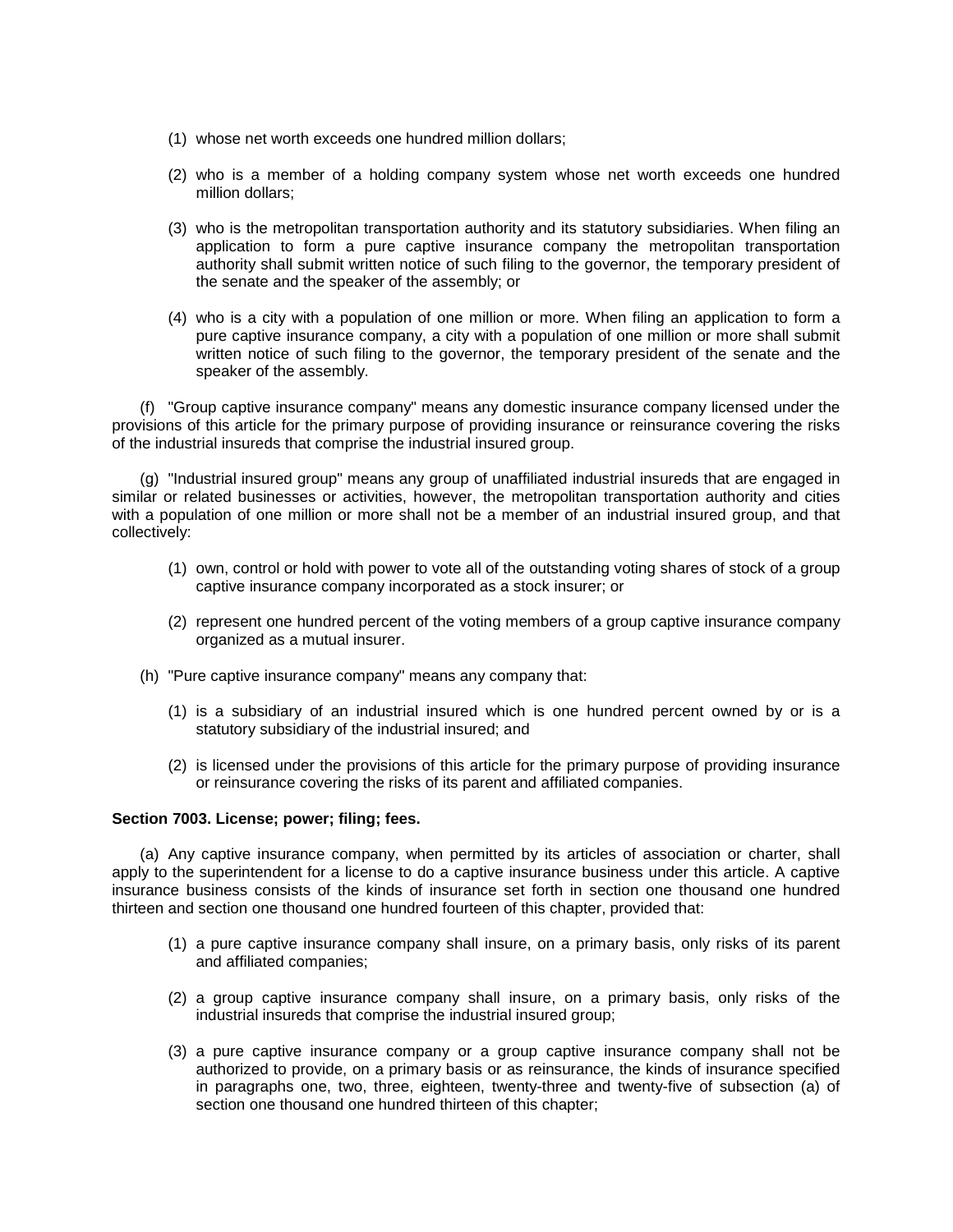(1) whose net worth exceeds one hundred million dollars;

(2) who is a member of a holding company system whose net worth exceeds one hundred million dollars;

(3) who is the metropolitan transportation authority and its statutory subsidiaries. When filing an application to form a pure captive insurance company the metropolitan transportation authority shall submit written notice of such filing to the governor, the temporary president of the senate and the speaker of the assembly; or

(4) who is a city with a population of one million or more. When filing an application to form a pure captive insurance company, a city with a population of one million or more shall submit written notice of such filing to the governor, the temporary president of the senate and the speaker of the assembly.

(f) "Group captive insurance company" means any domestic insurance company licensed under the provisions of this article for the primary purpose of providing insurance or reinsurance covering the risks of the industrial insureds that comprise the industrial insured group.

(g) "Industrial insured group" means any group of unaffiliated industrial insureds that are engaged in similar or related businesses or activities, however, the metropolitan transportation authority and cities with a population of one million or more shall not be a member of an industrial insured group, and that collectively:

(1) own, control or hold with power to vote all of the outstanding voting shares of stock of a group captive insurance company incorporated as a stock insurer; or

(2) represent one hundred percent of the voting members of a group captive insurance company organized as a mutual insurer.

(h) "Pure captive insurance company" means any company that:

(1) is a subsidiary of an industrial insured which is one hundred percent owned by or is a statutory subsidiary of the industrial insured; and

(2) is licensed under the provisions of this article for the primary purpose of providing insurance or reinsurance covering the risks of its parent and affiliated companies.

**Section 7003. License; power; filing; fees.**

(a) Any captive insurance company, when permitted by its articles of association or charter, shall apply to the superintendent for a license to do a captive insurance business under this article. A captive insurance business consists of the kinds of insurance set forth in section one thousand one hundred thirteen and section one thousand one hundred fourteen of this chapter, provided that:

(1) a pure captive insurance company shall insure, on a primary basis, only risks of its parent and affiliated companies;

(2) a group captive insurance company shall insure, on a primary basis, only risks of the industrial insureds that comprise the industrial insured group;

(3) a pure captive insurance company or a group captive insurance company shall not be authorized to provide, on a primary basis or as reinsurance, the kinds of insurance specified in paragraphs one, two, three, eighteen, twenty-three and twenty-five of subsection (a) of section one thousand one hundred thirteen of this chapter;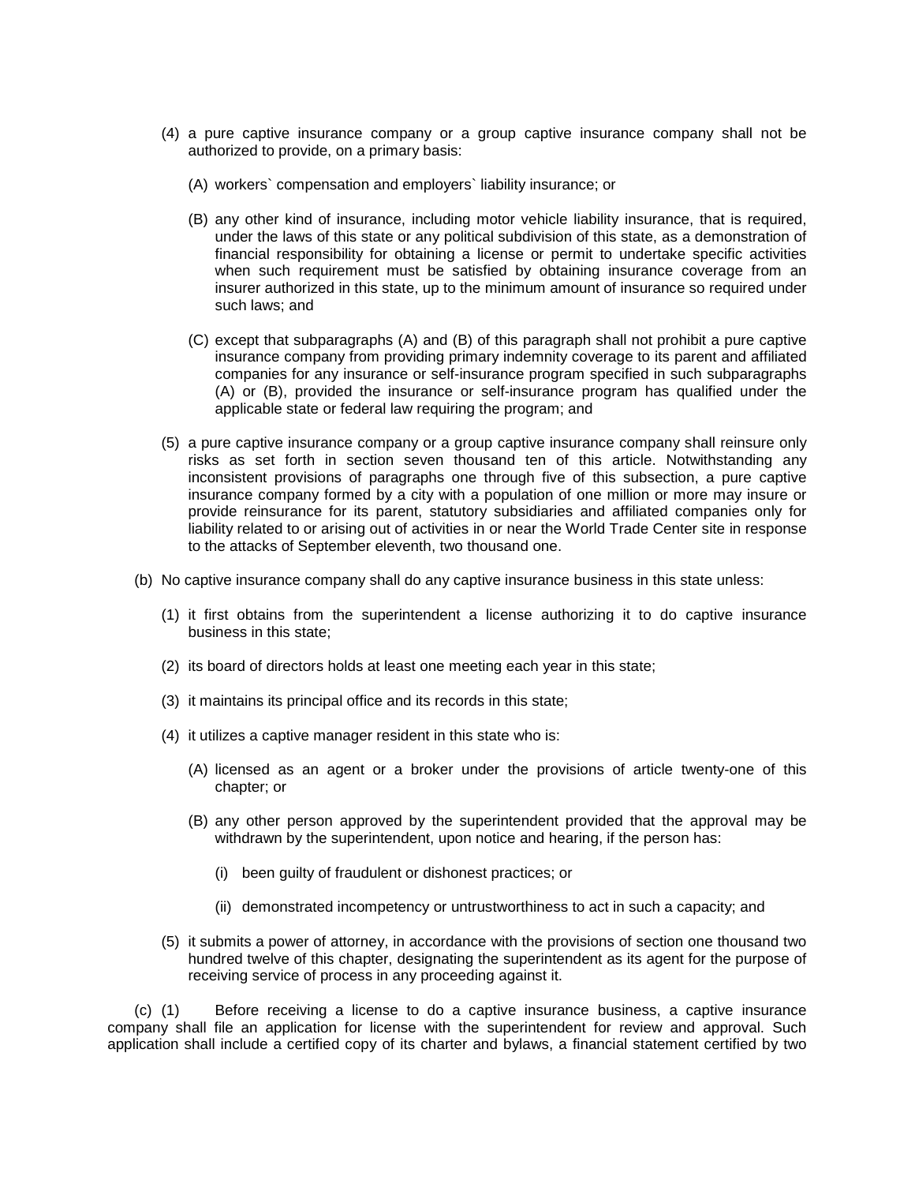(4) a pure captive insurance company or a group captive insurance company shall not be authorized to provide, on a primary basis:

(A) workers` compensation and employers` liability insurance; or

(B) any other kind of insurance, including motor vehicle liability insurance, that is required, under the laws of this state or any political subdivision of this state, as a demonstration of financial responsibility for obtaining a license or permit to undertake specific activities when such requirement must be satisfied by obtaining insurance coverage from an insurer authorized in this state, up to the minimum amount of insurance so required under such laws; and

(C) except that subparagraphs (A) and (B) of this paragraph shall not prohibit a pure captive insurance company from providing primary indemnity coverage to its parent and affiliated companies for any insurance or self-insurance program specified in such subparagraphs (A) or (B), provided the insurance or self-insurance program has qualified under the applicable state or federal law requiring the program; and

(5) a pure captive insurance company or a group captive insurance company shall reinsure only risks as set forth in section seven thousand ten of this article. Notwithstanding any inconsistent provisions of paragraphs one through five of this subsection, a pure captive insurance company formed by a city with a population of one million or more may insure or provide reinsurance for its parent, statutory subsidiaries and affiliated companies only for liability related to or arising out of activities in or near the World Trade Center site in response to the attacks of September eleventh, two thousand one.

(b) No captive insurance company shall do any captive insurance business in this state unless:

(1) it first obtains from the superintendent a license authorizing it to do captive insurance business in this state;

(2) its board of directors holds at least one meeting each year in this state;

(3) it maintains its principal office and its records in this state;

(4) it utilizes a captive manager resident in this state who is:

(A) licensed as an agent or a broker under the provisions of article twenty-one of this chapter; or

(B) any other person approved by the superintendent provided that the approval may be withdrawn by the superintendent, upon notice and hearing, if the person has:

(i) been guilty of fraudulent or dishonest practices; or

(ii) demonstrated incompetency or untrustworthiness to act in such a capacity; and

(5) it submits a power of attorney, in accordance with the provisions of section one thousand two hundred twelve of this chapter, designating the superintendent as its agent for the purpose of receiving service of process in any proceeding against it.

(c) (1) Before receiving a license to do a captive insurance business, a captive insurance company shall file an application for license with the superintendent for review and approval. Such application shall include a certified copy of its charter and bylaws, a financial statement certified by two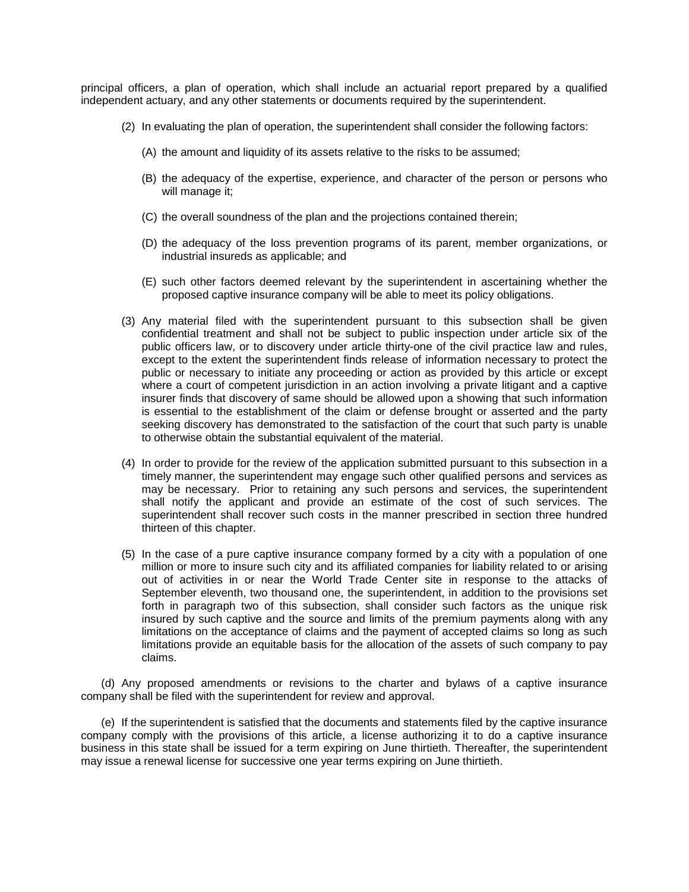principal officers, a plan of operation, which shall include an actuarial report prepared by a qualified independent actuary, and any other statements or documents required by the superintendent.

(2) In evaluating the plan of operation, the superintendent shall consider the following factors:

(A) the amount and liquidity of its assets relative to the risks to be assumed;

(B) the adequacy of the expertise, experience, and character of the person or persons who will manage it;

(C) the overall soundness of the plan and the projections contained therein;

(D) the adequacy of the loss prevention programs of its parent, member organizations, or industrial insureds as applicable; and

(E) such other factors deemed relevant by the superintendent in ascertaining whether the proposed captive insurance company will be able to meet its policy obligations.

(3) Any material filed with the superintendent pursuant to this subsection shall be given confidential treatment and shall not be subject to public inspection under article six of the public officers law, or to discovery under article thirty-one of the civil practice law and rules, except to the extent the superintendent finds release of information necessary to protect the public or necessary to initiate any proceeding or action as provided by this article or except where a court of competent jurisdiction in an action involving a private litigant and a captive insurer finds that discovery of same should be allowed upon a showing that such information is essential to the establishment of the claim or defense brought or asserted and the party seeking discovery has demonstrated to the satisfaction of the court that such party is unable to otherwise obtain the substantial equivalent of the material.

(4) In order to provide for the review of the application submitted pursuant to this subsection in a timely manner, the superintendent may engage such other qualified persons and services as may be necessary. Prior to retaining any such persons and services, the superintendent shall notify the applicant and provide an estimate of the cost of such services. The superintendent shall recover such costs in the manner prescribed in section three hundred thirteen of this chapter.

(5) In the case of a pure captive insurance company formed by a city with a population of one million or more to insure such city and its affiliated companies for liability related to or arising out of activities in or near the World Trade Center site in response to the attacks of September eleventh, two thousand one, the superintendent, in addition to the provisions set forth in paragraph two of this subsection, shall consider such factors as the unique risk insured by such captive and the source and limits of the premium payments along with any limitations on the acceptance of claims and the payment of accepted claims so long as such limitations provide an equitable basis for the allocation of the assets of such company to pay claims.

(d) Any proposed amendments or revisions to the charter and bylaws of a captive insurance company shall be filed with the superintendent for review and approval.

(e) If the superintendent is satisfied that the documents and statements filed by the captive insurance company comply with the provisions of this article, a license authorizing it to do a captive insurance business in this state shall be issued for a term expiring on June thirtieth. Thereafter, the superintendent may issue a renewal license for successive one year terms expiring on June thirtieth.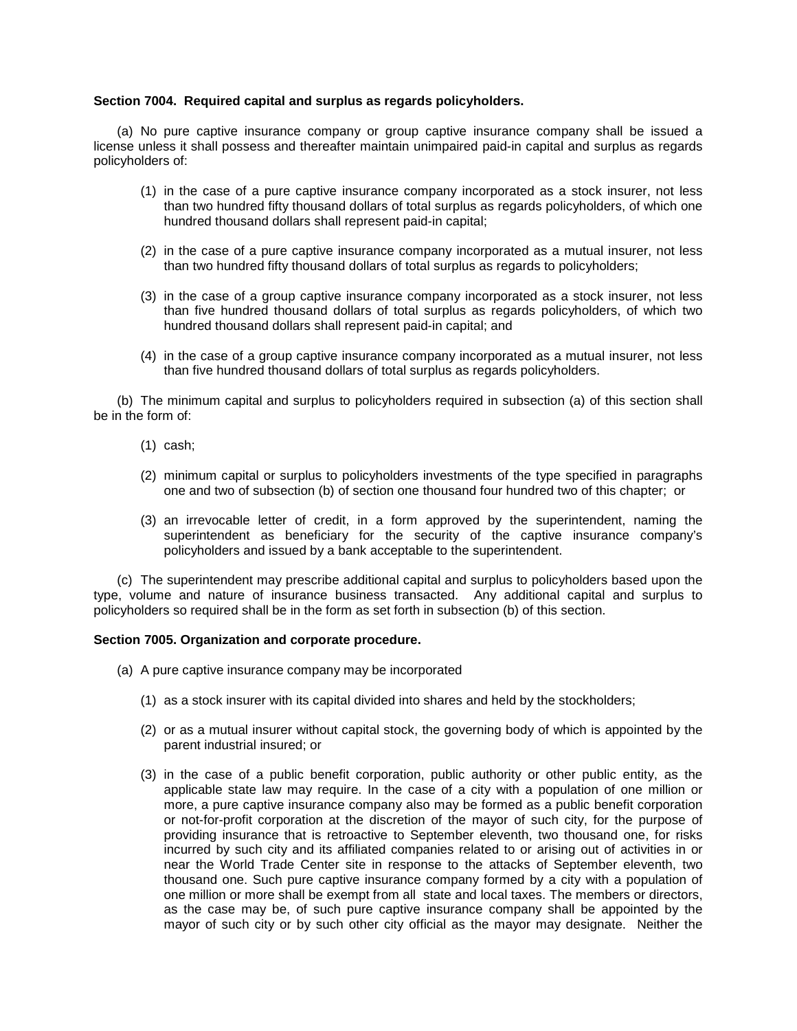**Section 7004. Required capital and surplus as regards policyholders.**

(a) No pure captive insurance company or group captive insurance company shall be issued a license unless it shall possess and thereafter maintain unimpaired paid-in capital and surplus as regards policyholders of:

(1) in the case of a pure captive insurance company incorporated as a stock insurer, not less than two hundred fifty thousand dollars of total surplus as regards policyholders, of which one hundred thousand dollars shall represent paid-in capital;

(2) in the case of a pure captive insurance company incorporated as a mutual insurer, not less than two hundred fifty thousand dollars of total surplus as regards to policyholders;

(3) in the case of a group captive insurance company incorporated as a stock insurer, not less than five hundred thousand dollars of total surplus as regards policyholders, of which two hundred thousand dollars shall represent paid-in capital; and

(4) in the case of a group captive insurance company incorporated as a mutual insurer, not less than five hundred thousand dollars of total surplus as regards policyholders.

(b) The minimum capital and surplus to policyholders required in subsection (a) of this section shall be in the form of:

(1) cash;

(2) minimum capital or surplus to policyholders investments of the type specified in paragraphs one and two of subsection (b) of section one thousand four hundred two of this chapter; or

(3) an irrevocable letter of credit, in a form approved by the superintendent, naming the superintendent as beneficiary for the security of the captive insurance company's policyholders and issued by a bank acceptable to the superintendent.

(c) The superintendent may prescribe additional capital and surplus to policyholders based upon the type, volume and nature of insurance business transacted. Any additional capital and surplus to policyholders so required shall be in the form as set forth in subsection (b) of this section.

**Section 7005. Organization and corporate procedure.**

(a) A pure captive insurance company may be incorporated

(1) as a stock insurer with its capital divided into shares and held by the stockholders;

(2) or as a mutual insurer without capital stock, the governing body of which is appointed by the parent industrial insured; or

(3) in the case of a public benefit corporation, public authority or other public entity, as the applicable state law may require. In the case of a city with a population of one million or more, a pure captive insurance company also may be formed as a public benefit corporation or not-for-profit corporation at the discretion of the mayor of such city, for the purpose of providing insurance that is retroactive to September eleventh, two thousand one, for risks incurred by such city and its affiliated companies related to or arising out of activities in or near the World Trade Center site in response to the attacks of September eleventh, two thousand one. Such pure captive insurance company formed by a city with a population of one million or more shall be exempt from all state and local taxes. The members or directors, as the case may be, of such pure captive insurance company shall be appointed by the mayor of such city or by such other city official as the mayor may designate. Neither the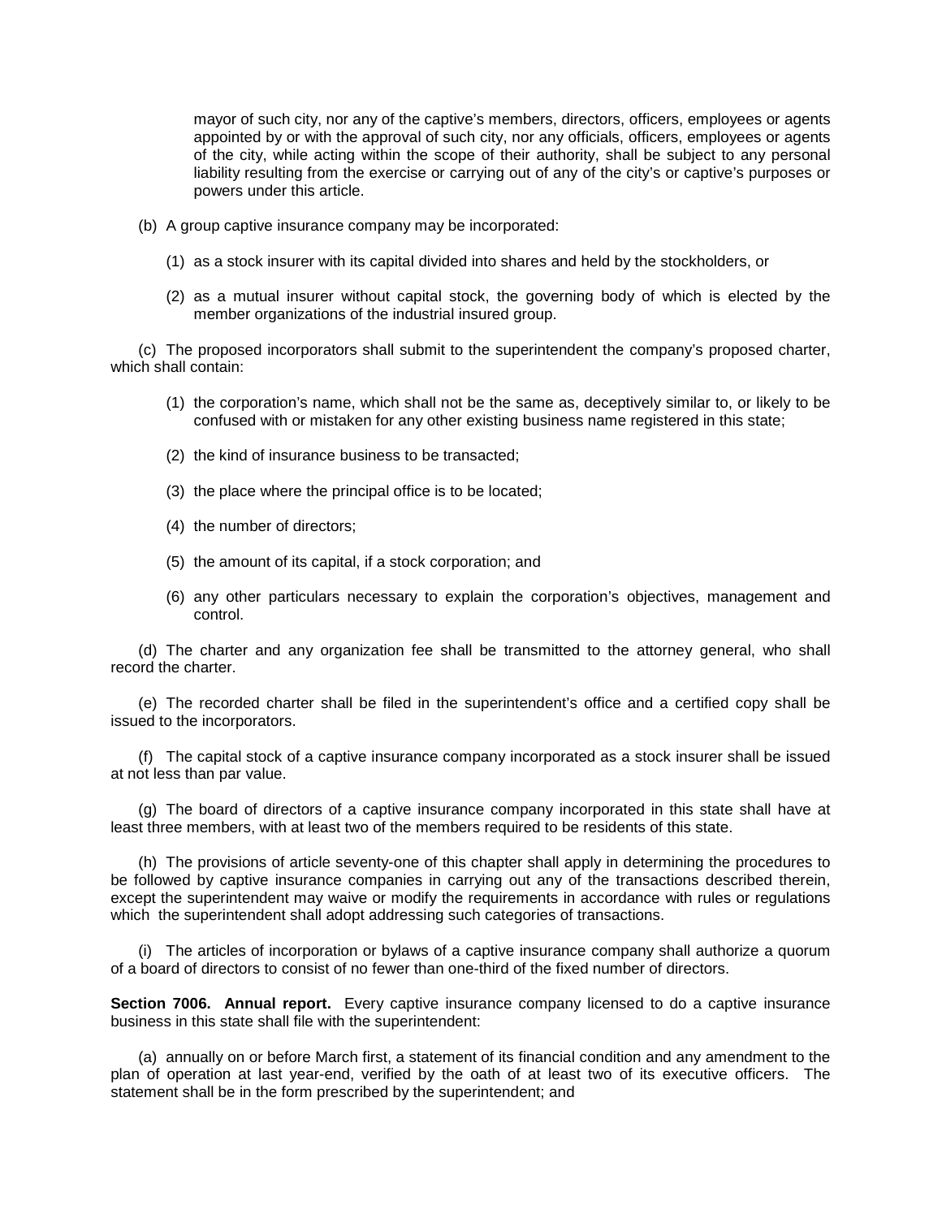mayor of such city, nor any of the captive's members, directors, officers, employees or agents appointed by or with the approval of such city, nor any officials, officers, employees or agents of the city, while acting within the scope of their authority, shall be subject to any personal liability resulting from the exercise or carrying out of any of the city's or captive's purposes or powers under this article.

(b) A group captive insurance company may be incorporated:

(1) as a stock insurer with its capital divided into shares and held by the stockholders, or

(2) as a mutual insurer without capital stock, the governing body of which is elected by the member organizations of the industrial insured group.

(c) The proposed incorporators shall submit to the superintendent the company's proposed charter, which shall contain:

(1) the corporation's name, which shall not be the same as, deceptively similar to, or likely to be confused with or mistaken for any other existing business name registered in this state;

(2) the kind of insurance business to be transacted;

(3) the place where the principal office is to be located;

(4) the number of directors;

(5) the amount of its capital, if a stock corporation; and

(6) any other particulars necessary to explain the corporation's objectives, management and control.

(d) The charter and any organization fee shall be transmitted to the attorney general, who shall record the charter.

(e) The recorded charter shall be filed in the superintendent's office and a certified copy shall be issued to the incorporators.

(f) The capital stock of a captive insurance company incorporated as a stock insurer shall be issued at not less than par value.

(g) The board of directors of a captive insurance company incorporated in this state shall have at least three members, with at least two of the members required to be residents of this state.

(h) The provisions of article seventy-one of this chapter shall apply in determining the procedures to be followed by captive insurance companies in carrying out any of the transactions described therein, except the superintendent may waive or modify the requirements in accordance with rules or regulations which the superintendent shall adopt addressing such categories of transactions.

(i) The articles of incorporation or bylaws of a captive insurance company shall authorize a quorum of a board of directors to consist of no fewer than one-third of the fixed number of directors.

**Section 7006. Annual report.** Every captive insurance company licensed to do a captive insurance business in this state shall file with the superintendent:

(a) annually on or before March first, a statement of its financial condition and any amendment to the plan of operation at last year-end, verified by the oath of at least two of its executive officers. The statement shall be in the form prescribed by the superintendent; and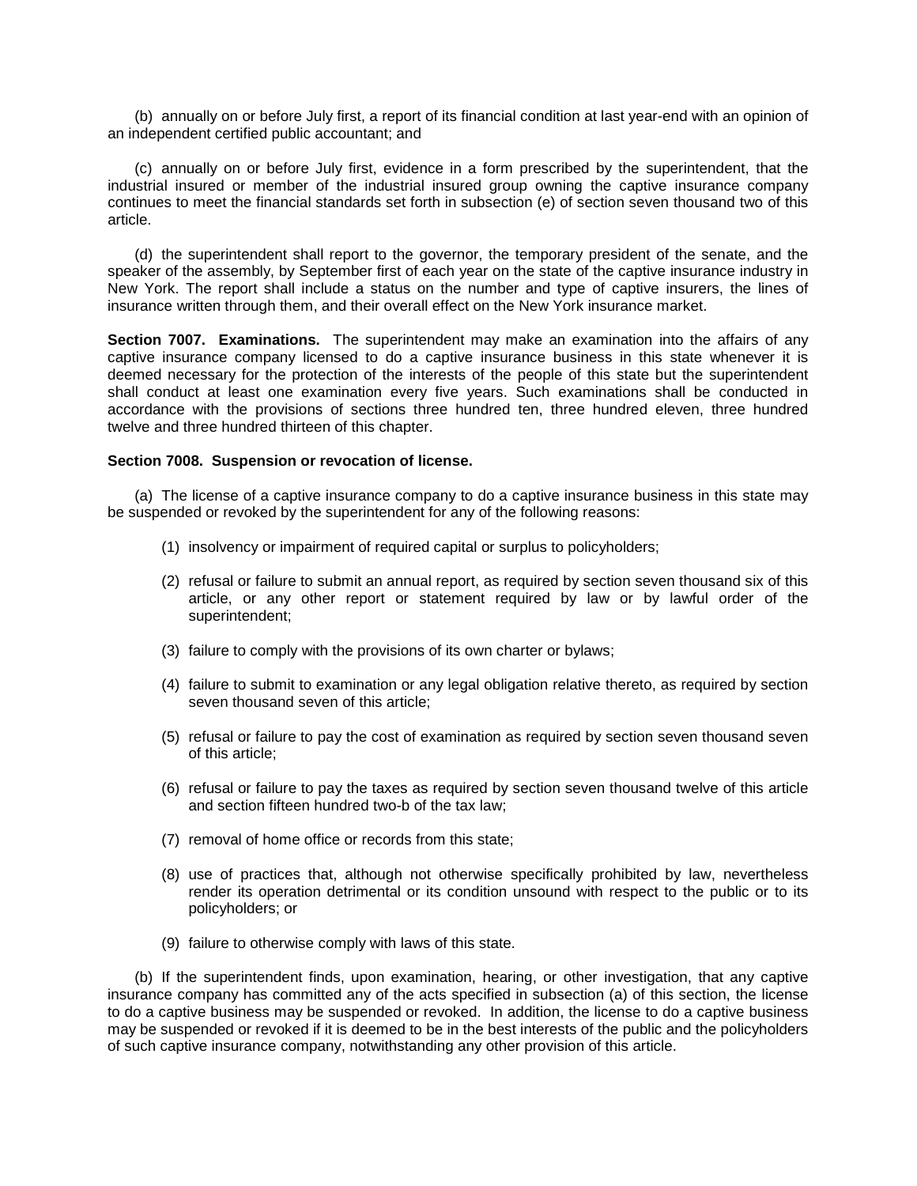(b) annually on or before July first, a report of its financial condition at last year-end with an opinion of an independent certified public accountant; and

(c) annually on or before July first, evidence in a form prescribed by the superintendent, that the industrial insured or member of the industrial insured group owning the captive insurance company continues to meet the financial standards set forth in subsection (e) of section seven thousand two of this article.

(d) the superintendent shall report to the governor, the temporary president of the senate, and the speaker of the assembly, by September first of each year on the state of the captive insurance industry in New York. The report shall include a status on the number and type of captive insurers, the lines of insurance written through them, and their overall effect on the New York insurance market.

**Section 7007. Examinations.** The superintendent may make an examination into the affairs of any captive insurance company licensed to do a captive insurance business in this state whenever it is deemed necessary for the protection of the interests of the people of this state but the superintendent shall conduct at least one examination every five years. Such examinations shall be conducted in accordance with the provisions of sections three hundred ten, three hundred eleven, three hundred twelve and three hundred thirteen of this chapter.

**Section 7008. Suspension or revocation of license.**

(a) The license of a captive insurance company to do a captive insurance business in this state may be suspended or revoked by the superintendent for any of the following reasons:

(1) insolvency or impairment of required capital or surplus to policyholders;

(2) refusal or failure to submit an annual report, as required by section seven thousand six of this article, or any other report or statement required by law or by lawful order of the superintendent;

(3) failure to comply with the provisions of its own charter or bylaws;

(4) failure to submit to examination or any legal obligation relative thereto, as required by section seven thousand seven of this article;

(5) refusal or failure to pay the cost of examination as required by section seven thousand seven of this article;

(6) refusal or failure to pay the taxes as required by section seven thousand twelve of this article and section fifteen hundred two-b of the tax law;

(7) removal of home office or records from this state;

(8) use of practices that, although not otherwise specifically prohibited by law, nevertheless render its operation detrimental or its condition unsound with respect to the public or to its policyholders; or

(9) failure to otherwise comply with laws of this state.

(b) If the superintendent finds, upon examination, hearing, or other investigation, that any captive insurance company has committed any of the acts specified in subsection (a) of this section, the license to do a captive business may be suspended or revoked. In addition, the license to do a captive business may be suspended or revoked if it is deemed to be in the best interests of the public and the policyholders of such captive insurance company, notwithstanding any other provision of this article.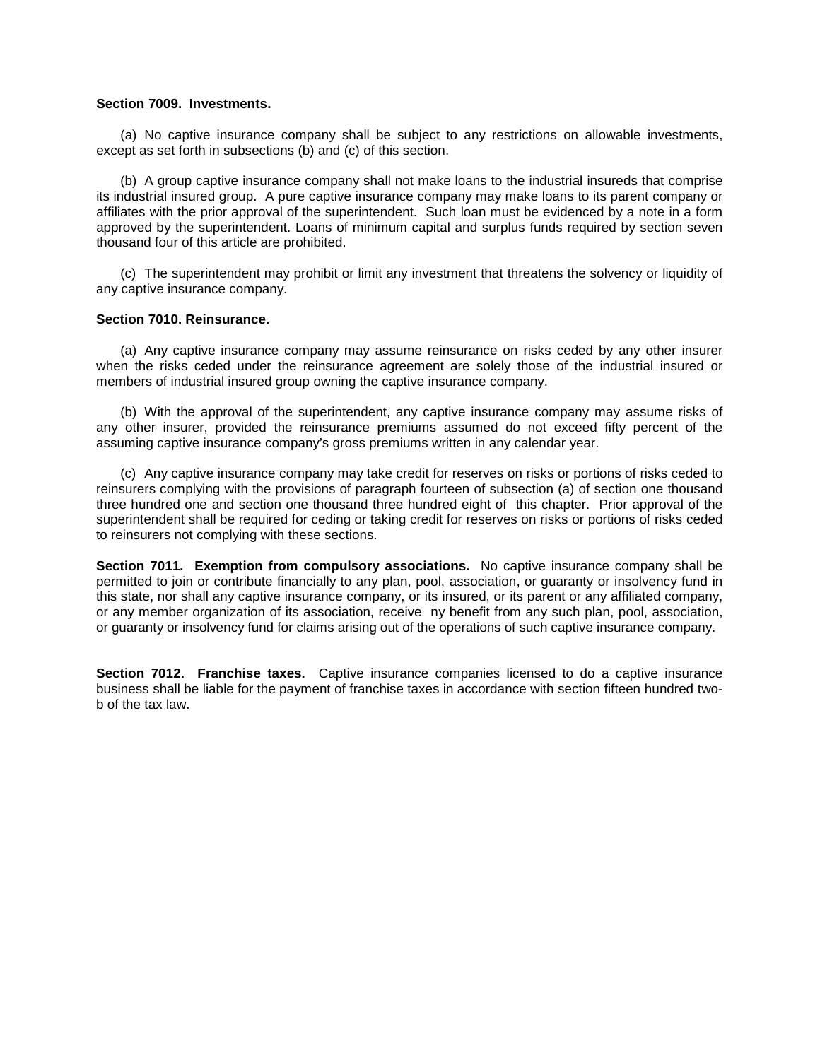**Section 7009. Investments.**

(a) No captive insurance company shall be subject to any restrictions on allowable investments, except as set forth in subsections (b) and (c) of this section.

(b) A group captive insurance company shall not make loans to the industrial insureds that comprise its industrial insured group. A pure captive insurance company may make loans to its parent company or affiliates with the prior approval of the superintendent. Such loan must be evidenced by a note in a form approved by the superintendent. Loans of minimum capital and surplus funds required by section seven thousand four of this article are prohibited.

(c) The superintendent may prohibit or limit any investment that threatens the solvency or liquidity of any captive insurance company.

**Section 7010. Reinsurance.**

(a) Any captive insurance company may assume reinsurance on risks ceded by any other insurer when the risks ceded under the reinsurance agreement are solely those of the industrial insured or members of industrial insured group owning the captive insurance company.

(b) With the approval of the superintendent, any captive insurance company may assume risks of any other insurer, provided the reinsurance premiums assumed do not exceed fifty percent of the assuming captive insurance company's gross premiums written in any calendar year.

(c) Any captive insurance company may take credit for reserves on risks or portions of risks ceded to reinsurers complying with the provisions of paragraph fourteen of subsection (a) of section one thousand three hundred one and section one thousand three hundred eight of this chapter. Prior approval of the superintendent shall be required for ceding or taking credit for reserves on risks or portions of risks ceded to reinsurers not complying with these sections.

**Section 7011. Exemption from compulsory associations.** No captive insurance company shall be permitted to join or contribute financially to any plan, pool, association, or guaranty or insolvency fund in this state, nor shall any captive insurance company, or its insured, or its parent or any affiliated company, or any member organization of its association, receive ny benefit from any such plan, pool, association, or guaranty or insolvency fund for claims arising out of the operations of such captive insurance company.

**Section 7012. Franchise taxes.** Captive insurance companies licensed to do a captive insurance business shall be liable for the payment of franchise taxes in accordance with section fifteen hundred two-b of the tax law.